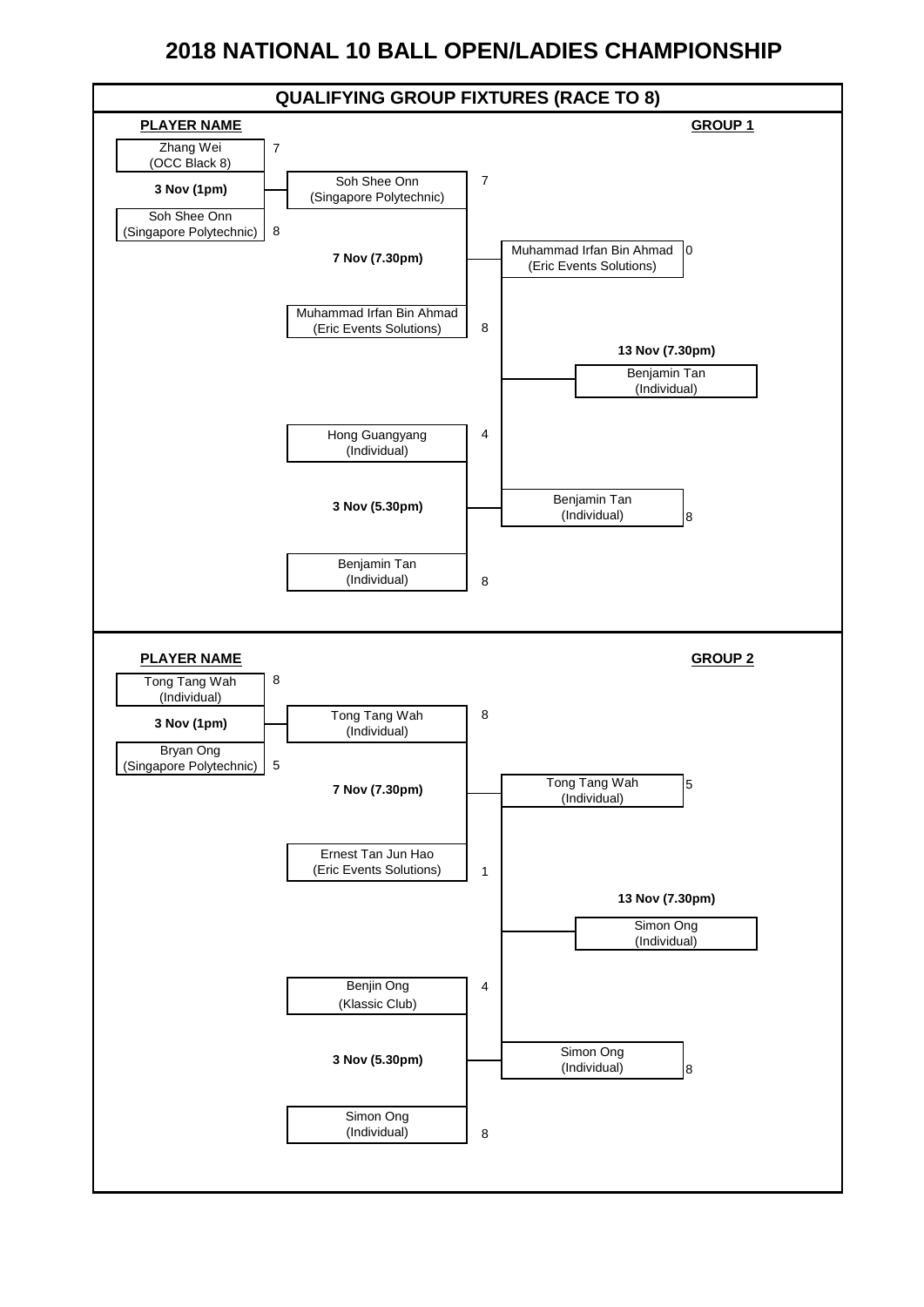# 2018 NATIONAL 10 BALL OPEN/LADIES CHAMPIONSHIP

## QUALIFYING GROUP FIXTURES (RACE TO 8)

**PLAYER NAME**

**GROUP 1**

Zhang Wei
(OCC Black 8) 7

**3 Nov (1pm)**

Soh Shee Onn
(Singapore Polytechnic) 8

Soh Shee Onn
(Singapore Polytechnic) 7

**7 Nov (7.30pm)**

Muhammad Irfan Bin Ahmad
(Eric Events Solutions) 8

Muhammad Irfan Bin Ahmad
(Eric Events Solutions) 0

**13 Nov (7.30pm)**

Benjamin Tan
(Individual)

Hong Guangyang
(Individual) 4

**3 Nov (5.30pm)**

Benjamin Tan
(Individual) 8

Benjamin Tan
(Individual) 8

**PLAYER NAME**

**GROUP 2**

Tong Tang Wah
(Individual) 8

**3 Nov (1pm)**

Bryan Ong
(Singapore Polytechnic) 5

Tong Tang Wah
(Individual) 8

**7 Nov (7.30pm)**

Ernest Tan Jun Hao
(Eric Events Solutions) 1

Tong Tang Wah
(Individual) 5

**13 Nov (7.30pm)**

Simon Ong
(Individual)

Benjin Ong
(Klassic Club) 4

**3 Nov (5.30pm)**

Simon Ong
(Individual) 8

Simon Ong
(Individual) 8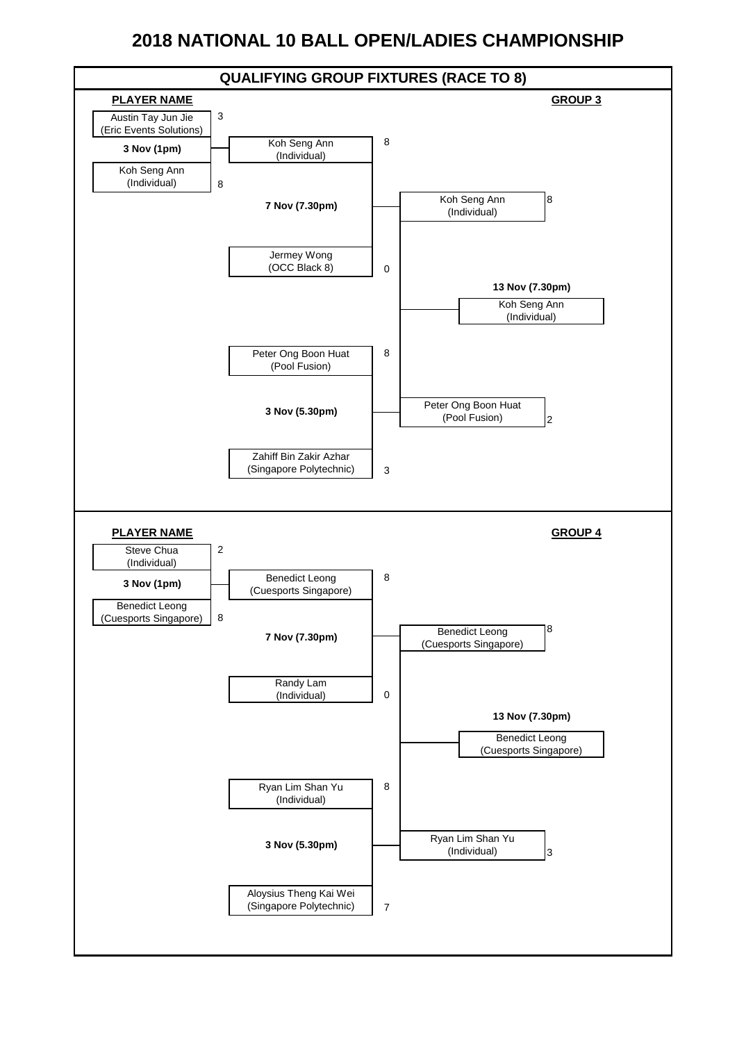# 2018 NATIONAL 10 BALL OPEN/LADIES CHAMPIONSHIP

## QUALIFYING GROUP FIXTURES (RACE TO 8)

### GROUP 3

**PLAYER NAME**

Austin Tay Jun Jie (Eric Events Solutions) 3

**3 Nov (1pm)**

Koh Seng Ann (Individual) 8

Koh Seng Ann (Individual) 8

**7 Nov (7.30pm)**

Jermey Wong (OCC Black 8) 0

Koh Seng Ann (Individual) 8

**13 Nov (7.30pm)**

Koh Seng Ann (Individual)

Peter Ong Boon Huat (Pool Fusion) 8

**3 Nov (5.30pm)**

Zahiff Bin Zakir Azhar (Singapore Polytechnic) 3

Peter Ong Boon Huat (Pool Fusion) 2

### GROUP 4

**PLAYER NAME**

Steve Chua (Individual) 2

**3 Nov (1pm)**

Benedict Leong (Cuesports Singapore) 8

Benedict Leong (Cuesports Singapore) 8

**7 Nov (7.30pm)**

Randy Lam (Individual) 0

Benedict Leong (Cuesports Singapore) 8

**13 Nov (7.30pm)**

Benedict Leong (Cuesports Singapore)

Ryan Lim Shan Yu (Individual) 8

**3 Nov (5.30pm)**

Aloysius Theng Kai Wei (Singapore Polytechnic) 7

Ryan Lim Shan Yu (Individual) 3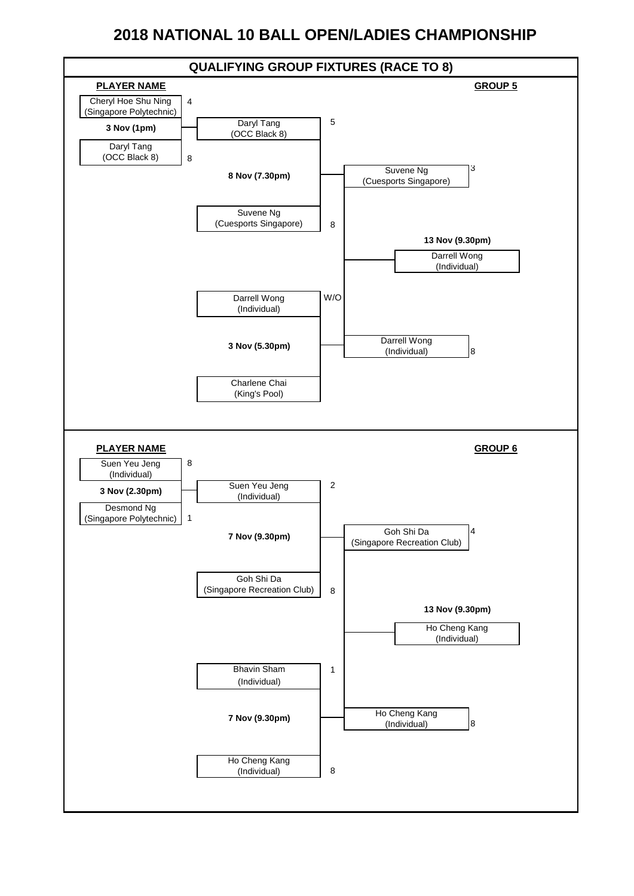# 2018 NATIONAL 10 BALL OPEN/LADIES CHAMPIONSHIP

## QUALIFYING GROUP FIXTURES (RACE TO 8)

**PLAYER NAME**

**GROUP 5**

Cheryl Hoe Shu Ning (Singapore Polytechnic) 4

**3 Nov (1pm)**

Daryl Tang (OCC Black 8) 8

Daryl Tang (OCC Black 8) 5

**8 Nov (7.30pm)**

Suvene Ng (Cuesports Singapore) 8

Suvene Ng (Cuesports Singapore) 3

**13 Nov (9.30pm)**

Darrell Wong (Individual)

Darrell Wong (Individual) W/O

**3 Nov (5.30pm)**

Charlene Chai (King's Pool)

Darrell Wong (Individual) 8

**PLAYER NAME**

**GROUP 6**

Suen Yeu Jeng (Individual) 8

**3 Nov (2.30pm)**

Desmond Ng (Singapore Polytechnic) 1

Suen Yeu Jeng (Individual) 2

**7 Nov (9.30pm)**

Goh Shi Da (Singapore Recreation Club) 8

Goh Shi Da (Singapore Recreation Club) 4

**13 Nov (9.30pm)**

Ho Cheng Kang (Individual)

Bhavin Sham (Individual) 1

**7 Nov (9.30pm)**

Ho Cheng Kang (Individual) 8

Ho Cheng Kang (Individual) 8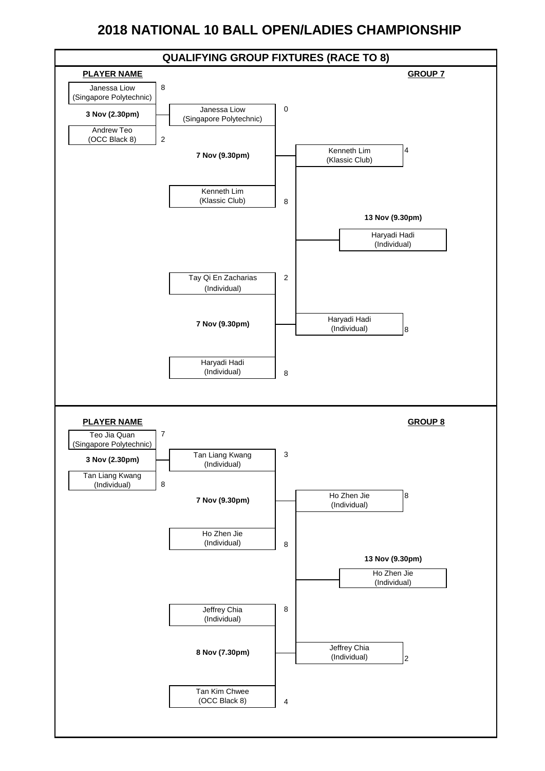# 2018 NATIONAL 10 BALL OPEN/LADIES CHAMPIONSHIP

## QUALIFYING GROUP FIXTURES (RACE TO 8)

**PLAYER NAME**

**GROUP 7**

Janessa Liow (Singapore Polytechnic) 8

**3 Nov (2.30pm)**

Andrew Teo (OCC Black 8) 2

Janessa Liow (Singapore Polytechnic) 0

**7 Nov (9.30pm)**

Kenneth Lim (Klassic Club) 8

Kenneth Lim (Klassic Club) 4

**13 Nov (9.30pm)**

Haryadi Hadi (Individual)

Tay Qi En Zacharias (Individual) 2

**7 Nov (9.30pm)**

Haryadi Hadi (Individual) 8

Haryadi Hadi (Individual) 8

**PLAYER NAME**

**GROUP 8**

Teo Jia Quan (Singapore Polytechnic) 7

**3 Nov (2.30pm)**

Tan Liang Kwang (Individual) 8

Tan Liang Kwang (Individual) 3

**7 Nov (9.30pm)**

Ho Zhen Jie (Individual) 8

Ho Zhen Jie (Individual) 8

**13 Nov (9.30pm)**

Ho Zhen Jie (Individual)

Jeffrey Chia (Individual) 8

**8 Nov (7.30pm)**

Tan Kim Chwee (OCC Black 8) 4

Jeffrey Chia (Individual) 2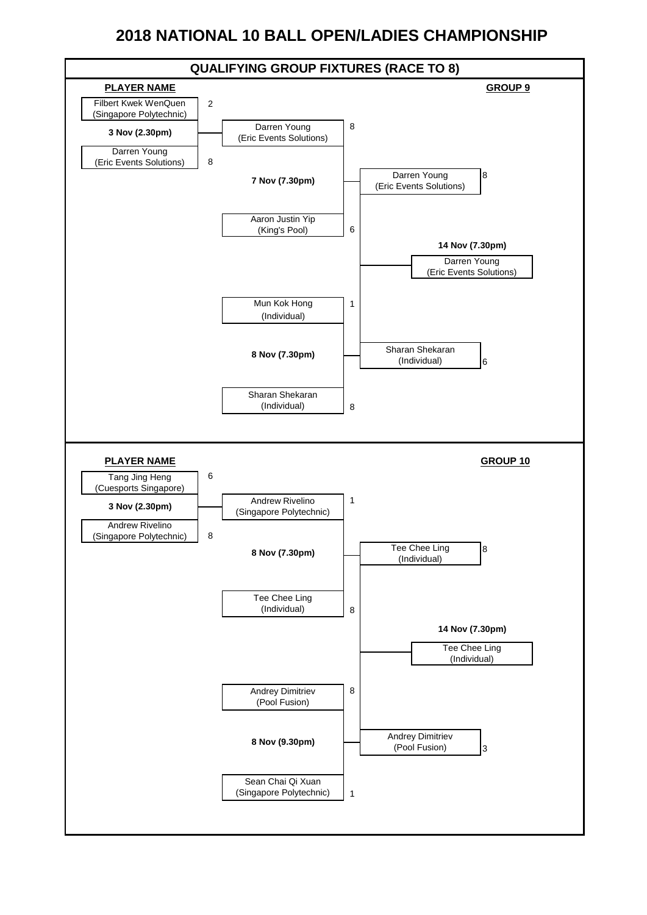# 2018 NATIONAL 10 BALL OPEN/LADIES CHAMPIONSHIP

## QUALIFYING GROUP FIXTURES (RACE TO 8)

**PLAYER NAME**

**GROUP 9**

Filbert Kwek WenQuen (Singapore Polytechnic) 2

**3 Nov (2.30pm)**

Darren Young (Eric Events Solutions) 8

Darren Young (Eric Events Solutions) 8

**7 Nov (7.30pm)**

Aaron Justin Yip (King's Pool) 6

Darren Young (Eric Events Solutions) 8

**14 Nov (7.30pm)**

Darren Young (Eric Events Solutions)

Mun Kok Hong (Individual) 1

**8 Nov (7.30pm)**

Sharan Shekaran (Individual) 8

Sharan Shekaran (Individual) 6

**PLAYER NAME**

**GROUP 10**

Tang Jing Heng (Cuesports Singapore) 6

**3 Nov (2.30pm)**

Andrew Rivelino (Singapore Polytechnic) 8

Andrew Rivelino (Singapore Polytechnic) 1

**8 Nov (7.30pm)**

Tee Chee Ling (Individual) 8

Tee Chee Ling (Individual) 8

**14 Nov (7.30pm)**

Tee Chee Ling (Individual)

Andrey Dimitriev (Pool Fusion) 8

**8 Nov (9.30pm)**

Sean Chai Qi Xuan (Singapore Polytechnic) 1

Andrey Dimitriev (Pool Fusion) 3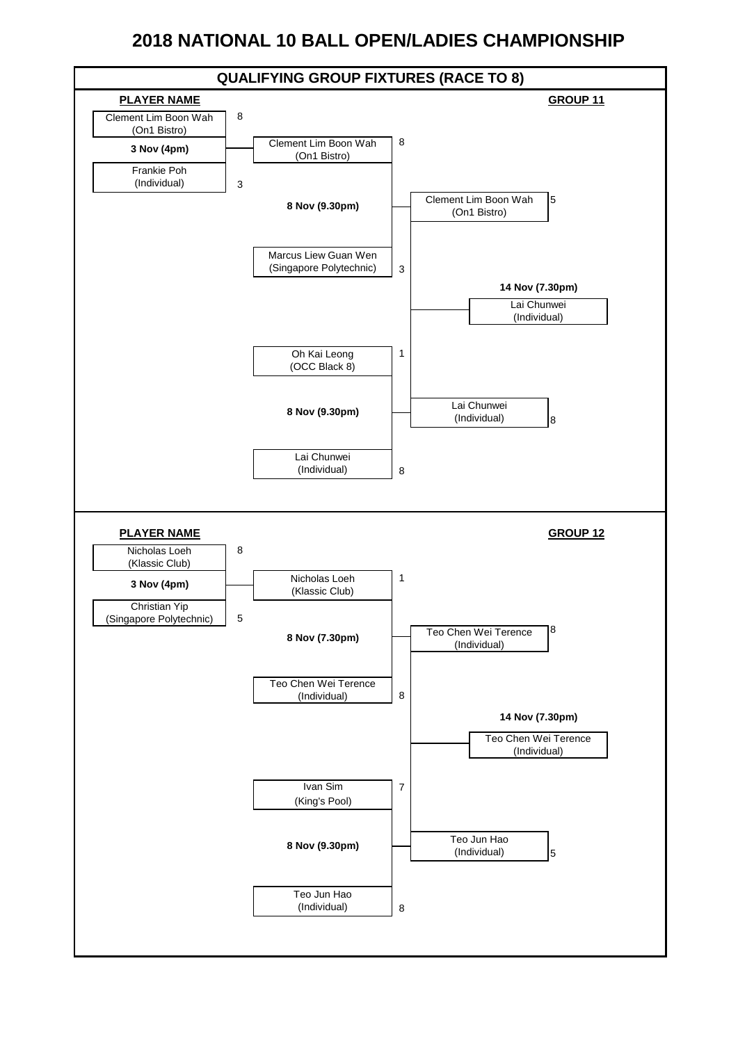# 2018 NATIONAL 10 BALL OPEN/LADIES CHAMPIONSHIP

## QUALIFYING GROUP FIXTURES (RACE TO 8)

**PLAYER NAME** **GROUP 11**

Clement Lim Boon Wah (On1 Bistro) 8

**3 Nov (4pm)**

Frankie Poh (Individual) 3

Clement Lim Boon Wah (On1 Bistro) 8

**8 Nov (9.30pm)**

Marcus Liew Guan Wen (Singapore Polytechnic) 3

Clement Lim Boon Wah (On1 Bistro) 5

**14 Nov (7.30pm)**

Lai Chunwei (Individual)

Oh Kai Leong (OCC Black 8) 1

**8 Nov (9.30pm)**

Lai Chunwei (Individual) 8

Lai Chunwei (Individual) 8

**PLAYER NAME** **GROUP 12**

Nicholas Loeh (Klassic Club) 8

**3 Nov (4pm)**

Christian Yip (Singapore Polytechnic) 5

Nicholas Loeh (Klassic Club) 1

**8 Nov (7.30pm)**

Teo Chen Wei Terence (Individual) 8

Teo Chen Wei Terence (Individual) 8

**14 Nov (7.30pm)**

Teo Chen Wei Terence (Individual)

Ivan Sim (King's Pool) 7

**8 Nov (9.30pm)**

Teo Jun Hao (Individual) 8

Teo Jun Hao (Individual) 5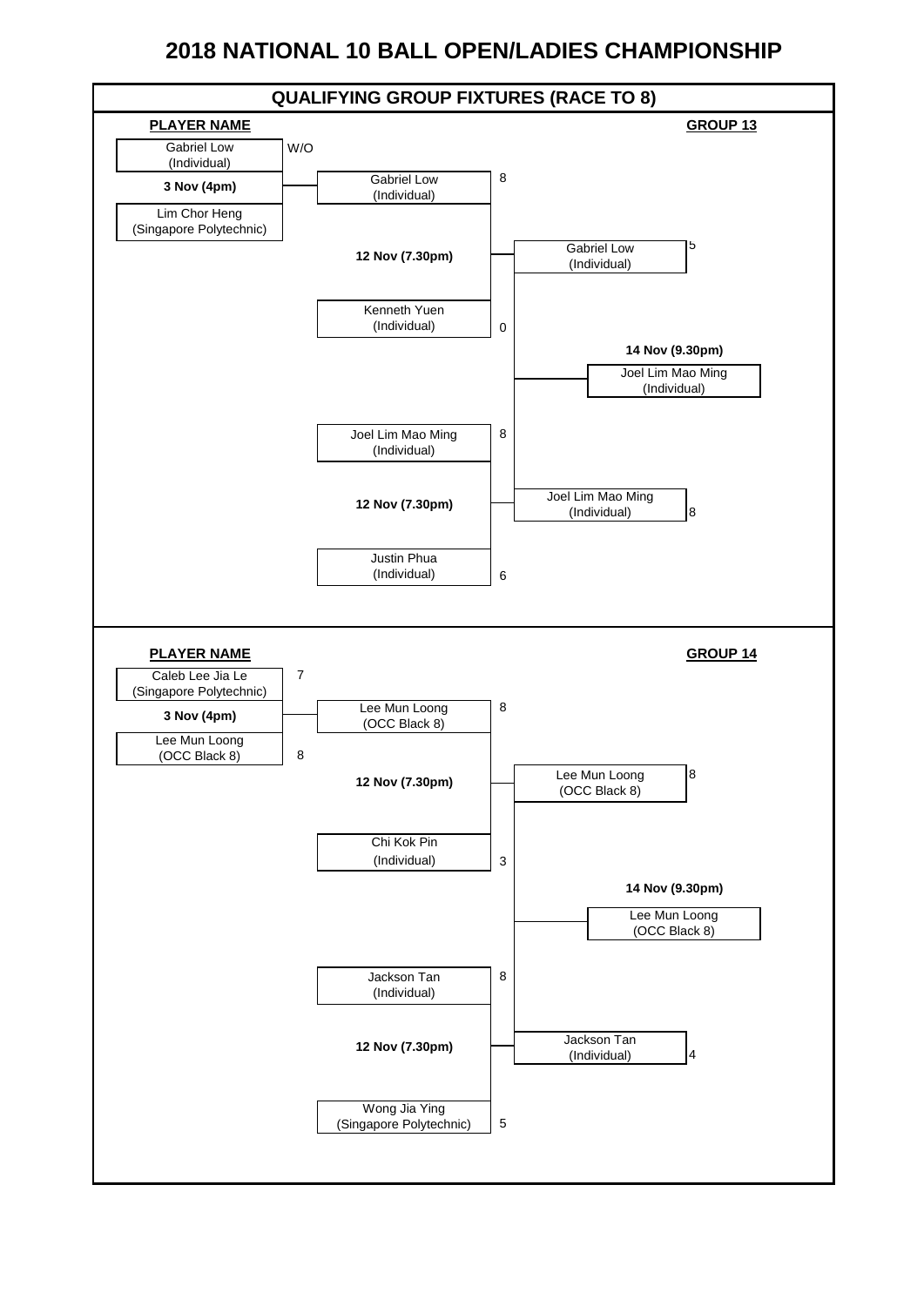# 2018 NATIONAL 10 BALL OPEN/LADIES CHAMPIONSHIP

## QUALIFYING GROUP FIXTURES (RACE TO 8)

**PLAYER NAME**

**GROUP 13**

Gabriel Low (Individual) W/O

**3 Nov (4pm)**

Lim Chor Heng (Singapore Polytechnic)

Gabriel Low (Individual) 8

**12 Nov (7.30pm)**

Kenneth Yuen (Individual) 0

Gabriel Low (Individual) 5

**14 Nov (9.30pm)**

Joel Lim Mao Ming (Individual)

Joel Lim Mao Ming (Individual) 8

**12 Nov (7.30pm)**

Justin Phua (Individual) 6

Joel Lim Mao Ming (Individual) 8

**PLAYER NAME**

**GROUP 14**

Caleb Lee Jia Le (Singapore Polytechnic) 7

**3 Nov (4pm)**

Lee Mun Loong (OCC Black 8) 8

Lee Mun Loong (OCC Black 8) 8

**12 Nov (7.30pm)**

Chi Kok Pin (Individual) 3

Lee Mun Loong (OCC Black 8) 8

**14 Nov (9.30pm)**

Lee Mun Loong (OCC Black 8)

Jackson Tan (Individual) 8

**12 Nov (7.30pm)**

Wong Jia Ying (Singapore Polytechnic) 5

Jackson Tan (Individual) 4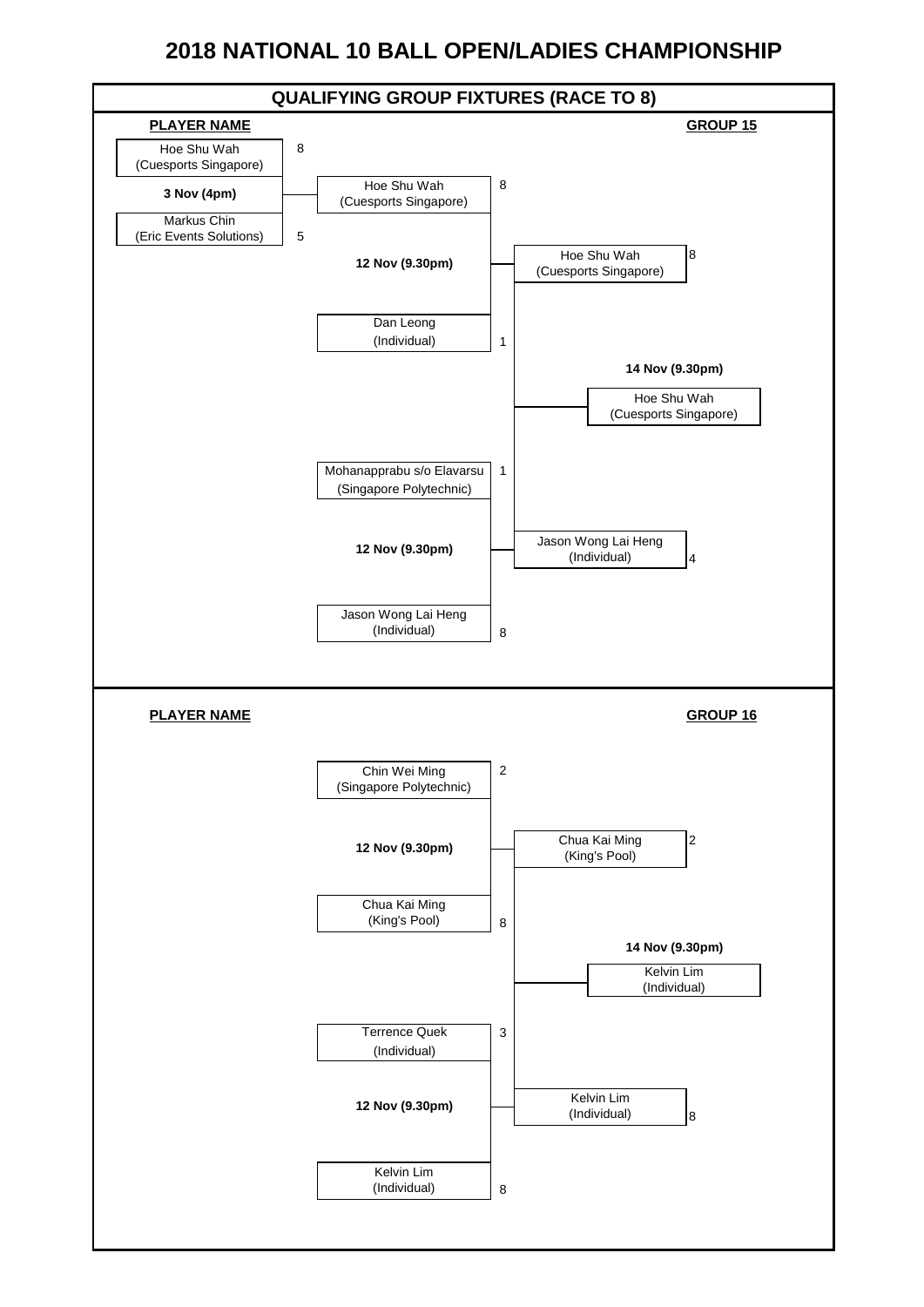# 2018 NATIONAL 10 BALL OPEN/LADIES CHAMPIONSHIP

## QUALIFYING GROUP FIXTURES (RACE TO 8)

**PLAYER NAME** **GROUP 15**

Hoe Shu Wah (Cuesports Singapore) 8

**3 Nov (4pm)**

Markus Chin (Eric Events Solutions) 5

Hoe Shu Wah (Cuesports Singapore) 8

**12 Nov (9.30pm)**

Dan Leong (Individual) 1

Hoe Shu Wah (Cuesports Singapore) 8

**14 Nov (9.30pm)**

Hoe Shu Wah (Cuesports Singapore)

Mohanapprabu s/o Elavarsu (Singapore Polytechnic) 1

**12 Nov (9.30pm)**

Jason Wong Lai Heng (Individual) 8

Jason Wong Lai Heng (Individual) 4

**PLAYER NAME** **GROUP 16**

Chin Wei Ming (Singapore Polytechnic) 2

**12 Nov (9.30pm)**

Chua Kai Ming (King's Pool) 8

Chua Kai Ming (King's Pool) 2

**14 Nov (9.30pm)**

Kelvin Lim (Individual)

Terrence Quek (Individual) 3

**12 Nov (9.30pm)**

Kelvin Lim (Individual) 8

Kelvin Lim (Individual) 8